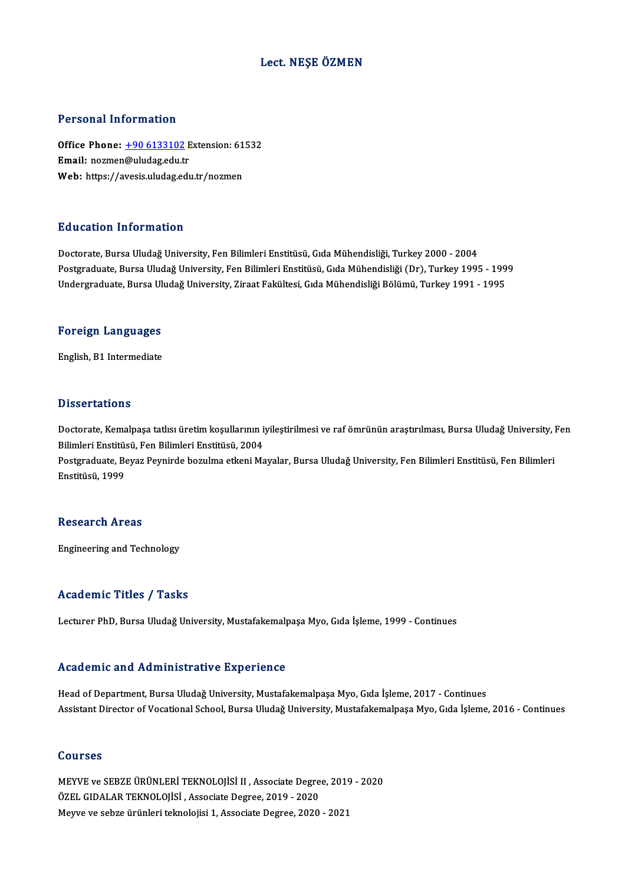# Lect. NEŞE ÖZMEN

## Personal Information

**Office Phone:** [+90 6133102](tel:+90 6133102) Extension: 61532
**Email:** nozmen@uludag.edu.tr
**Web:** https://avesis.uludag.edu.tr/nozmen

## Education Information

Doctorate, Bursa Uludağ University, Fen Bilimleri Enstitüsü, Gıda Mühendisliği, Turkey 2000 - 2004
Postgraduate, Bursa Uludağ University, Fen Bilimleri Enstitüsü, Gıda Mühendisliği (Dr), Turkey 1995 - 1999
Undergraduate, Bursa Uludağ University, Ziraat Fakültesi, Gıda Mühendisliği Bölümü, Turkey 1991 - 1995

## Foreign Languages

English, B1 Intermediate

## Dissertations

Doctorate, Kemalpaşa tatlısı üretim koşullarının iyileştirilmesi ve raf ömrünün araştırılması, Bursa Uludağ University, Fen Bilimleri Enstitüsü, Fen Bilimleri Enstitüsü, 2004
Postgraduate, Beyaz Peynirde bozulma etkeni Mayalar, Bursa Uludağ University, Fen Bilimleri Enstitüsü, Fen Bilimleri Enstitüsü, 1999

## Research Areas

Engineering and Technology

## Academic Titles / Tasks

Lecturer PhD, Bursa Uludağ University, Mustafakemalpaşa Myo, Gıda İşleme, 1999 - Continues

## Academic and Administrative Experience

Head of Department, Bursa Uludağ University, Mustafakemalpaşa Myo, Gıda İşleme, 2017 - Continues
Assistant Director of Vocational School, Bursa Uludağ University, Mustafakemalpaşa Myo, Gıda İşleme, 2016 - Continues

## Courses

MEYVE ve SEBZE ÜRÜNLERİ TEKNOLOJİSİ II , Associate Degree, 2019 - 2020
ÖZEL GIDALAR TEKNOLOJİSİ , Associate Degree, 2019 - 2020
Meyve ve sebze ürünleri teknolojisi 1, Associate Degree, 2020 - 2021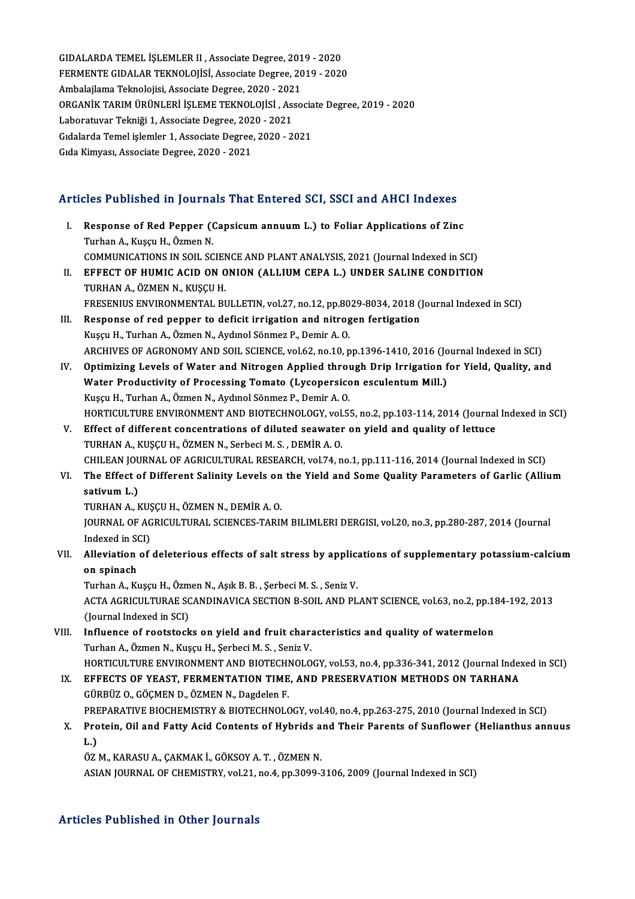GIDALARDA TEMEL İŞLEMLER II , Associate Degree, 2019 - 2020
FERMENTE GIDALAR TEKNOLOJİSİ, Associate Degree, 2019 - 2020
Ambalajlama Teknolojisi, Associate Degree, 2020 - 2021
ORGANİK TARIM ÜRÜNLERİ İŞLEME TEKNOLOJİSİ , Associate Degree, 2019 - 2020
Laboratuvar Tekniği 1, Associate Degree, 2020 - 2021
Gıdalarda Temel işlemler 1, Associate Degree, 2020 - 2021
Gıda Kimyası, Associate Degree, 2020 - 2021

## Articles Published in Journals That Entered SCI, SSCI and AHCI Indexes

I. **Response of Red Pepper (Capsicum annuum L.) to Foliar Applications of Zinc**
Turhan A., Kuşçu H., Özmen N.
COMMUNICATIONS IN SOIL SCIENCE AND PLANT ANALYSIS, 2021 (Journal Indexed in SCI)

II. **EFFECT OF HUMIC ACID ON ONION (ALLIUM CEPA L.) UNDER SALINE CONDITION**
TURHAN A., ÖZMEN N., KUŞÇU H.
FRESENIUS ENVIRONMENTAL BULLETIN, vol.27, no.12, pp.8029-8034, 2018 (Journal Indexed in SCI)

III. **Response of red pepper to deficit irrigation and nitrogen fertigation**
Kuşçu H., Turhan A., Özmen N., Aydınol Sönmez P., Demir A. O.
ARCHIVES OF AGRONOMY AND SOIL SCIENCE, vol.62, no.10, pp.1396-1410, 2016 (Journal Indexed in SCI)

IV. **Optimizing Levels of Water and Nitrogen Applied through Drip Irrigation for Yield, Quality, and Water Productivity of Processing Tomato (Lycopersicon esculentum Mill.)**
Kuşçu H., Turhan A., Özmen N., Aydınol Sönmez P., Demir A. O.
HORTICULTURE ENVIRONMENT AND BIOTECHNOLOGY, vol.55, no.2, pp.103-114, 2014 (Journal Indexed in SCI)

V. **Effect of different concentrations of diluted seawater on yield and quality of lettuce**
TURHAN A., KUŞÇU H., ÖZMEN N., Serbeci M. S. , DEMİR A. O.
CHILEAN JOURNAL OF AGRICULTURAL RESEARCH, vol.74, no.1, pp.111-116, 2014 (Journal Indexed in SCI)

VI. **The Effect of Different Salinity Levels on the Yield and Some Quality Parameters of Garlic (Allium sativum L.)**
TURHAN A., KUŞÇU H., ÖZMEN N., DEMİR A. O.
JOURNAL OF AGRICULTURAL SCIENCES-TARIM BILIMLERI DERGISI, vol.20, no.3, pp.280-287, 2014 (Journal Indexed in SCI)

VII. **Alleviation of deleterious effects of salt stress by applications of supplementary potassium-calcium on spinach**
Turhan A., Kuşçu H., Özmen N., Aşık B. B. , Şerbeci M. S. , Seniz V.
ACTA AGRICULTURAE SCANDINAVICA SECTION B-SOIL AND PLANT SCIENCE, vol.63, no.2, pp.184-192, 2013 (Journal Indexed in SCI)

VIII. **Influence of rootstocks on yield and fruit characteristics and quality of watermelon**
Turhan A., Özmen N., Kuşçu H., Şerbeci M. S. , Seniz V.
HORTICULTURE ENVIRONMENT AND BIOTECHNOLOGY, vol.53, no.4, pp.336-341, 2012 (Journal Indexed in SCI)

IX. **EFFECTS OF YEAST, FERMENTATION TIME, AND PRESERVATION METHODS ON TARHANA**
GÜRBÜZ O., GÖÇMEN D., ÖZMEN N., Dagdelen F.
PREPARATIVE BIOCHEMISTRY & BIOTECHNOLOGY, vol.40, no.4, pp.263-275, 2010 (Journal Indexed in SCI)

X. **Protein, Oil and Fatty Acid Contents of Hybrids and Their Parents of Sunflower (Helianthus annuus L.)**
ÖZ M., KARASU A., ÇAKMAK İ., GÖKSOY A. T. , ÖZMEN N.
ASIAN JOURNAL OF CHEMISTRY, vol.21, no.4, pp.3099-3106, 2009 (Journal Indexed in SCI)

## Articles Published in Other Journals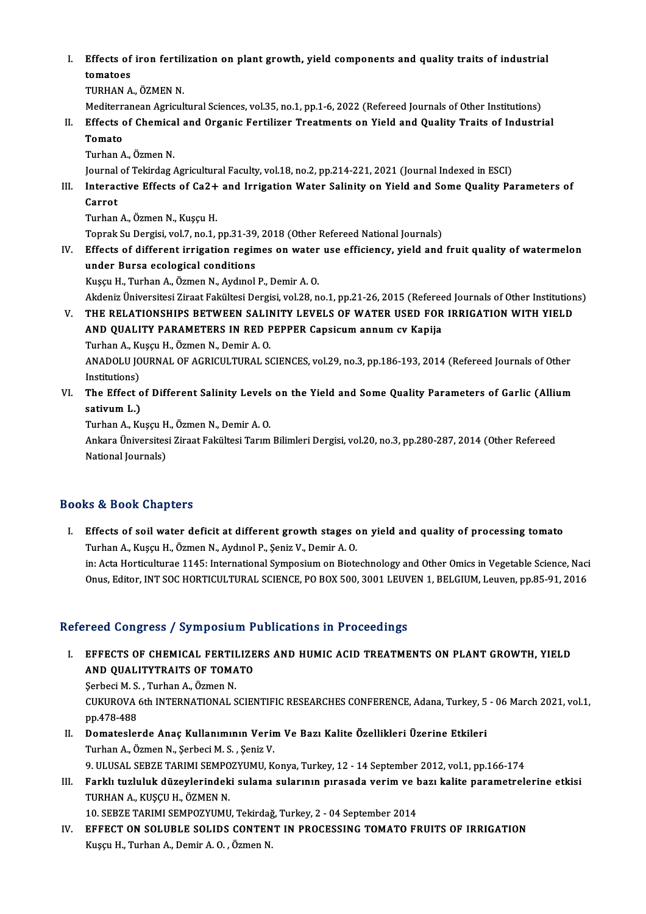I. **Effects of iron fertilization on plant growth, yield components and quality traits of industrial tomatoes**
   TURHAN A., ÖZMEN N.
   Mediterranean Agricultural Sciences, vol.35, no.1, pp.1-6, 2022 (Refereed Journals of Other Institutions)

II. **Effects of Chemical and Organic Fertilizer Treatments on Yield and Quality Traits of Industrial Tomato**
   Turhan A., Özmen N.
   Journal of Tekirdag Agricultural Faculty, vol.18, no.2, pp.214-221, 2021 (Journal Indexed in ESCI)

III. **Interactive Effects of Ca2+ and Irrigation Water Salinity on Yield and Some Quality Parameters of Carrot**
   Turhan A., Özmen N., Kuşçu H.
   Toprak Su Dergisi, vol.7, no.1, pp.31-39, 2018 (Other Refereed National Journals)

IV. **Effects of different irrigation regimes on water use efficiency, yield and fruit quality of watermelon under Bursa ecological conditions**
   Kuşçu H., Turhan A., Özmen N., Aydınol P., Demir A. O.
   Akdeniz Üniversitesi Ziraat Fakültesi Dergisi, vol.28, no.1, pp.21-26, 2015 (Refereed Journals of Other Institutions)

V. **THE RELATIONSHIPS BETWEEN SALINITY LEVELS OF WATER USED FOR IRRIGATION WITH YIELD AND QUALITY PARAMETERS IN RED PEPPER Capsicum annum cv Kapija**
   Turhan A., Kuşçu H., Özmen N., Demir A. O.
   ANADOLU JOURNAL OF AGRICULTURAL SCIENCES, vol.29, no.3, pp.186-193, 2014 (Refereed Journals of Other Institutions)

VI. **The Effect of Different Salinity Levels on the Yield and Some Quality Parameters of Garlic (Allium sativum L.)**
   Turhan A., Kuşçu H., Özmen N., Demir A. O.
   Ankara Üniversitesi Ziraat Fakültesi Tarım Bilimleri Dergisi, vol.20, no.3, pp.280-287, 2014 (Other Refereed National Journals)

## Books & Book Chapters

I. **Effects of soil water deficit at different growth stages on yield and quality of processing tomato**
   Turhan A., Kuşçu H., Özmen N., Aydınol P., Şeniz V., Demir A. O.
   in: Acta Horticulturae 1145: International Symposium on Biotechnology and Other Omics in Vegetable Science, Naci Onus, Editor, INT SOC HORTICULTURAL SCIENCE, PO BOX 500, 3001 LEUVEN 1, BELGIUM, Leuven, pp.85-91, 2016

## Refereed Congress / Symposium Publications in Proceedings

I. **EFFECTS OF CHEMICAL FERTILIZERS AND HUMIC ACID TREATMENTS ON PLANT GROWTH, YIELD AND QUALITYTRAITS OF TOMATO**
   Şerbeci M. S. , Turhan A., Özmen N.
   CUKUROVA 6th INTERNATIONAL SCIENTIFIC RESEARCHES CONFERENCE, Adana, Turkey, 5 - 06 March 2021, vol.1, pp.478-488

II. **Domateslerde Anaç Kullanımının Verim Ve Bazı Kalite Özellikleri Üzerine Etkileri**
   Turhan A., Özmen N., Şerbeci M. S. , Şeniz V.
   9. ULUSAL SEBZE TARIMI SEMPOZYUMU, Konya, Turkey, 12 - 14 September 2012, vol.1, pp.166-174

III. **Farklı tuzluluk düzeylerindeki sulama sularının pırasada verim ve bazı kalite parametrelerine etkisi**
   TURHAN A., KUŞÇU H., ÖZMEN N.
   10. SEBZE TARIMI SEMPOZYUMU, Tekirdağ, Turkey, 2 - 04 September 2014

IV. **EFFECT ON SOLUBLE SOLIDS CONTENT IN PROCESSING TOMATO FRUITS OF IRRIGATION**
   Kuşçu H., Turhan A., Demir A. O. , Özmen N.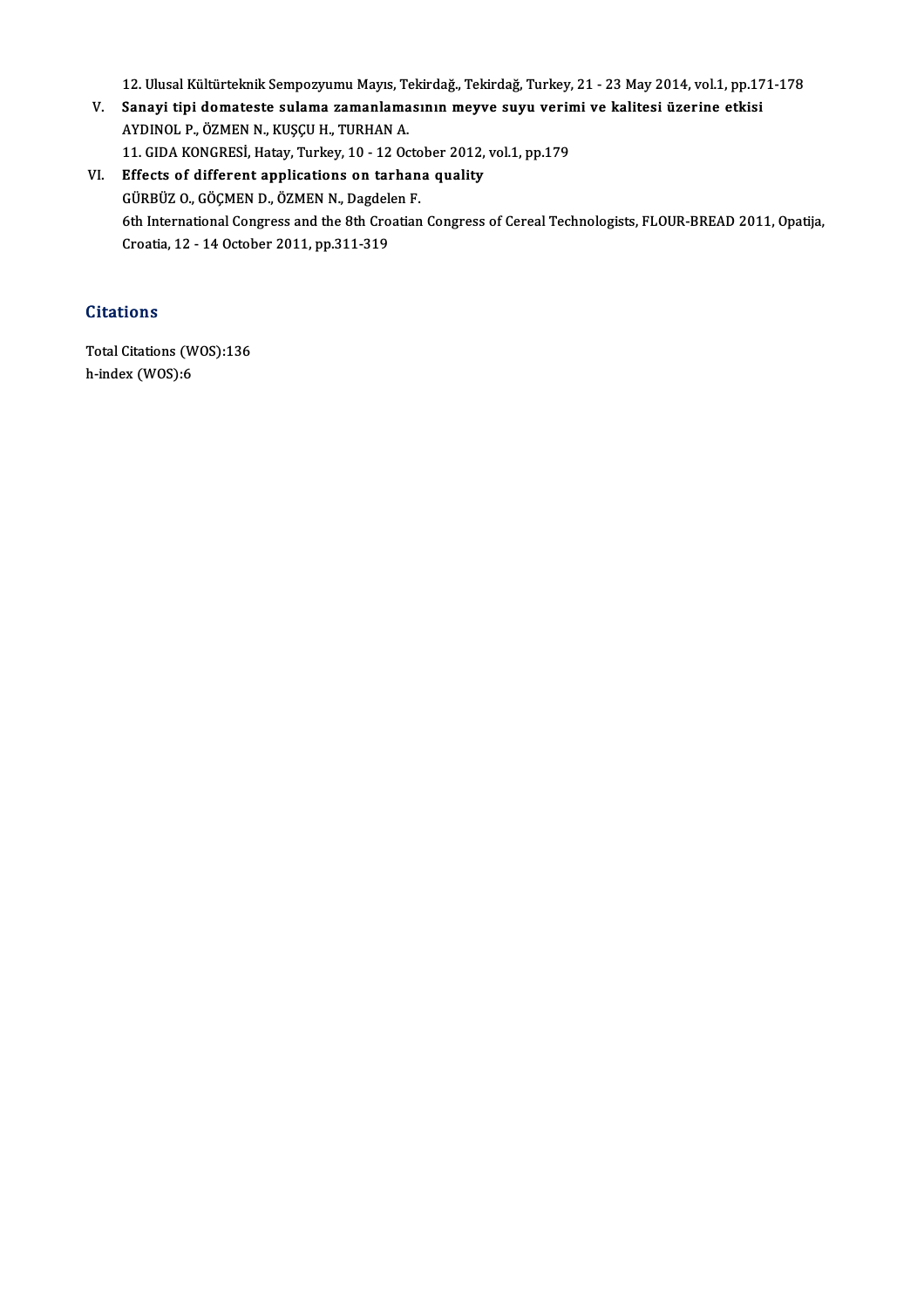12. Ulusal Kültürteknik Sempozyumu Mayıs, Tekirdağ., Tekirdağ, Turkey, 21 - 23 May 2014, vol.1, pp.171-178

V. **Sanayi tipi domateste sulama zamanlamasının meyve suyu verimi ve kalitesi üzerine etkisi**
AYDINOL P., ÖZMEN N., KUŞÇU H., TURHAN A.
11. GIDA KONGRESİ, Hatay, Turkey, 10 - 12 October 2012, vol.1, pp.179

VI. **Effects of different applications on tarhana quality**
GÜRBÜZ O., GÖÇMEN D., ÖZMEN N., Dagdelen F.
6th International Congress and the 8th Croatian Congress of Cereal Technologists, FLOUR-BREAD 2011, Opatija, Croatia, 12 - 14 October 2011, pp.311-319

## Citations

Total Citations (WOS):136
h-index (WOS):6